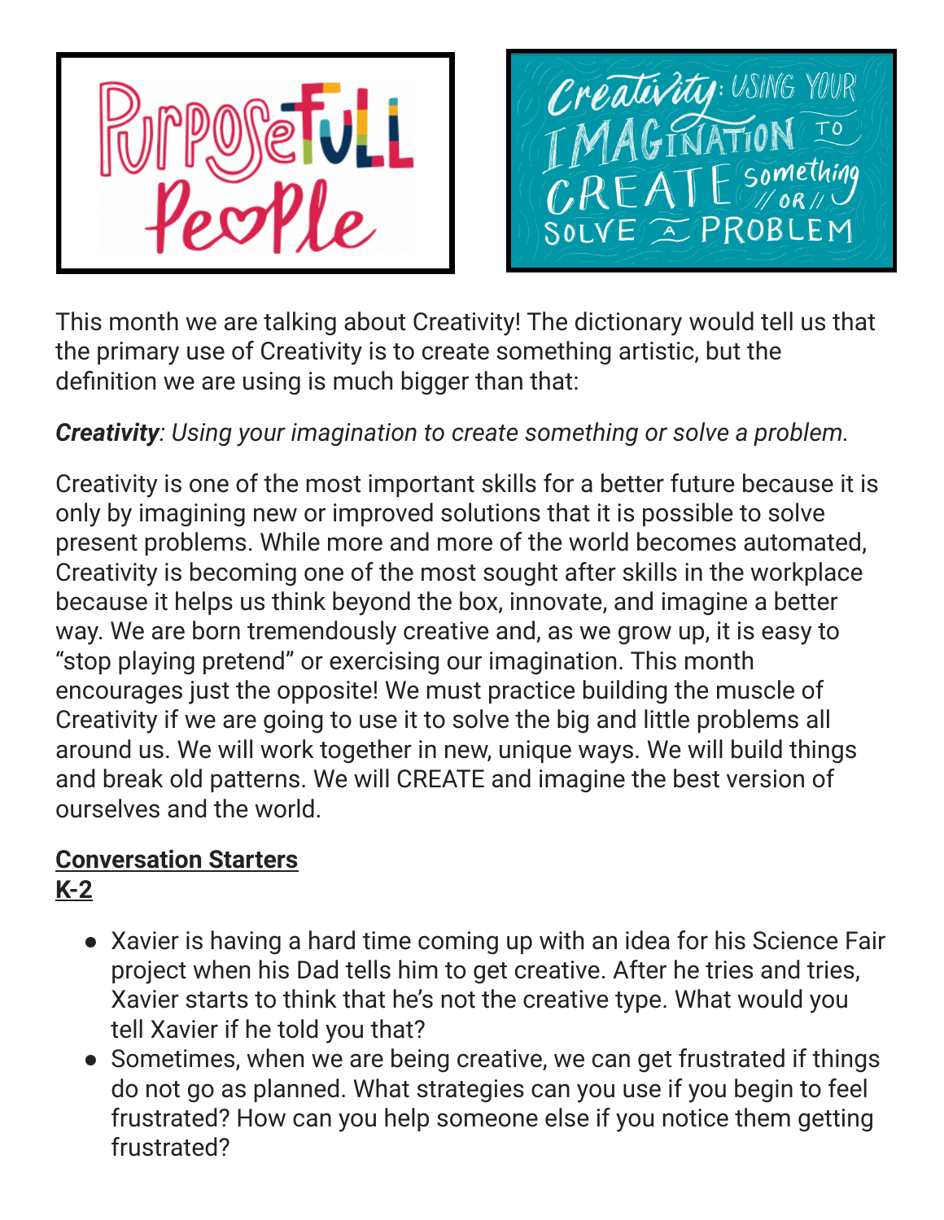Purposefull People

Creativity: Using your imagination to create something // or // solve a problem

This month we are talking about Creativity! The dictionary would tell us that the primary use of Creativity is to create something artistic, but the definition we are using is much bigger than that:

***Creativity***: *Using your imagination to create something or solve a problem.*

Creativity is one of the most important skills for a better future because it is only by imagining new or improved solutions that it is possible to solve present problems. While more and more of the world becomes automated, Creativity is becoming one of the most sought after skills in the workplace because it helps us think beyond the box, innovate, and imagine a better way. We are born tremendously creative and, as we grow up, it is easy to "stop playing pretend" or exercising our imagination. This month encourages just the opposite! We must practice building the muscle of Creativity if we are going to use it to solve the big and little problems all around us. We will work together in new, unique ways. We will build things and break old patterns. We will CREATE and imagine the best version of ourselves and the world.

## Conversation Starters

### K-2

- Xavier is having a hard time coming up with an idea for his Science Fair project when his Dad tells him to get creative. After he tries and tries, Xavier starts to think that he's not the creative type. What would you tell Xavier if he told you that?
- Sometimes, when we are being creative, we can get frustrated if things do not go as planned. What strategies can you use if you begin to feel frustrated? How can you help someone else if you notice them getting frustrated?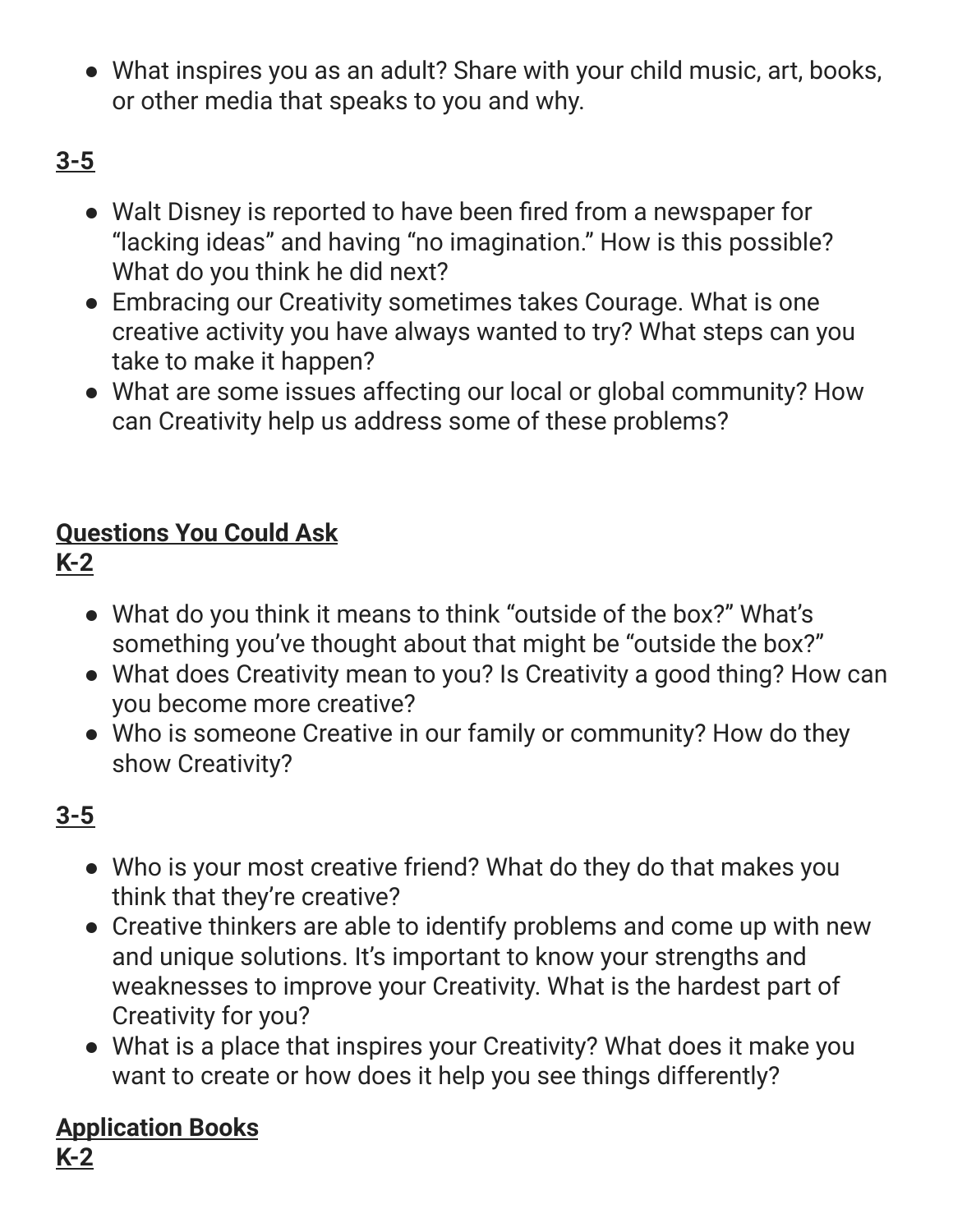- What inspires you as an adult? Share with your child music, art, books, or other media that speaks to you and why.

**3-5**

- Walt Disney is reported to have been fired from a newspaper for "lacking ideas" and having "no imagination." How is this possible? What do you think he did next?
- Embracing our Creativity sometimes takes Courage. What is one creative activity you have always wanted to try? What steps can you take to make it happen?
- What are some issues affecting our local or global community? How can Creativity help us address some of these problems?

## Questions You Could Ask

**K-2**

- What do you think it means to think "outside of the box?" What's something you've thought about that might be "outside the box?"
- What does Creativity mean to you? Is Creativity a good thing? How can you become more creative?
- Who is someone Creative in our family or community? How do they show Creativity?

**3-5**

- Who is your most creative friend? What do they do that makes you think that they're creative?
- Creative thinkers are able to identify problems and come up with new and unique solutions. It's important to know your strengths and weaknesses to improve your Creativity. What is the hardest part of Creativity for you?
- What is a place that inspires your Creativity? What does it make you want to create or how does it help you see things differently?

## Application Books

**K-2**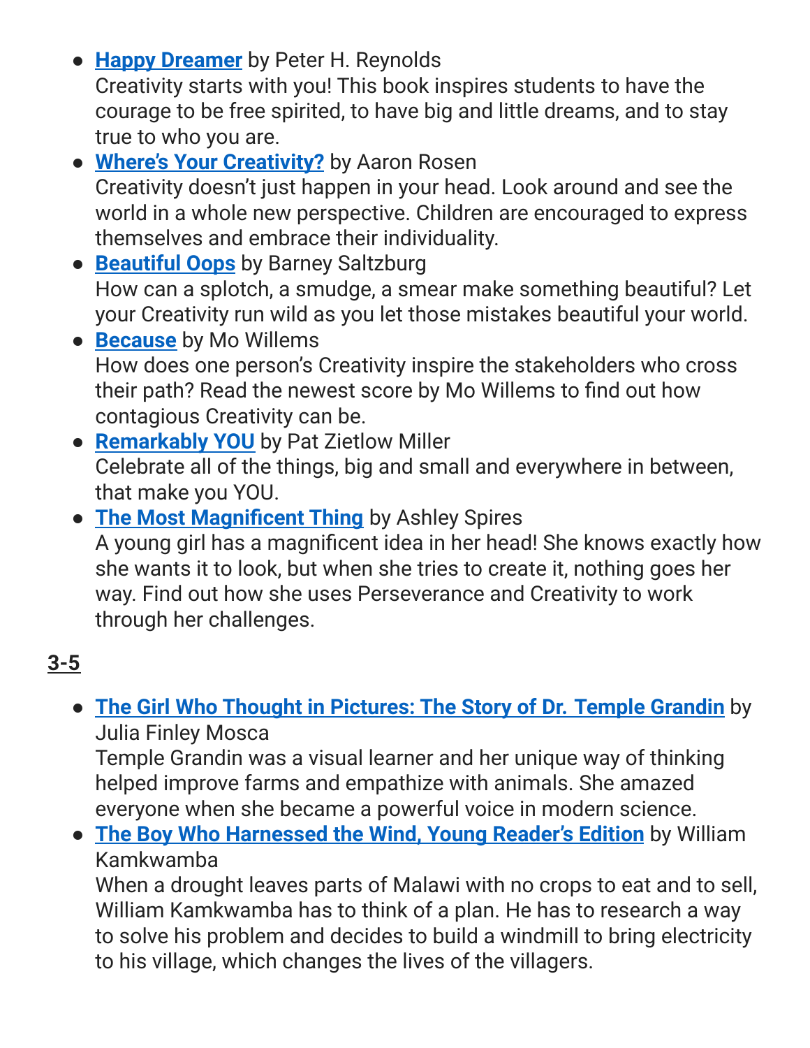- **Happy Dreamer** by Peter H. Reynolds
  Creativity starts with you! This book inspires students to have the courage to be free spirited, to have big and little dreams, and to stay true to who you are.
- **Where's Your Creativity?** by Aaron Rosen
  Creativity doesn't just happen in your head. Look around and see the world in a whole new perspective. Children are encouraged to express themselves and embrace their individuality.
- **Beautiful Oops** by Barney Saltzburg
  How can a splotch, a smudge, a smear make something beautiful? Let your Creativity run wild as you let those mistakes beautiful your world.
- **Because** by Mo Willems
  How does one person's Creativity inspire the stakeholders who cross their path? Read the newest score by Mo Willems to find out how contagious Creativity can be.
- **Remarkably YOU** by Pat Zietlow Miller
  Celebrate all of the things, big and small and everywhere in between, that make you YOU.
- **The Most Magnificent Thing** by Ashley Spires
  A young girl has a magnificent idea in her head! She knows exactly how she wants it to look, but when she tries to create it, nothing goes her way. Find out how she uses Perseverance and Creativity to work through her challenges.

## 3-5

- **The Girl Who Thought in Pictures: The Story of Dr. Temple Grandin** by Julia Finley Mosca
  Temple Grandin was a visual learner and her unique way of thinking helped improve farms and empathize with animals. She amazed everyone when she became a powerful voice in modern science.
- **The Boy Who Harnessed the Wind, Young Reader's Edition** by William Kamkwamba
  When a drought leaves parts of Malawi with no crops to eat and to sell, William Kamkwamba has to think of a plan. He has to research a way to solve his problem and decides to build a windmill to bring electricity to his village, which changes the lives of the villagers.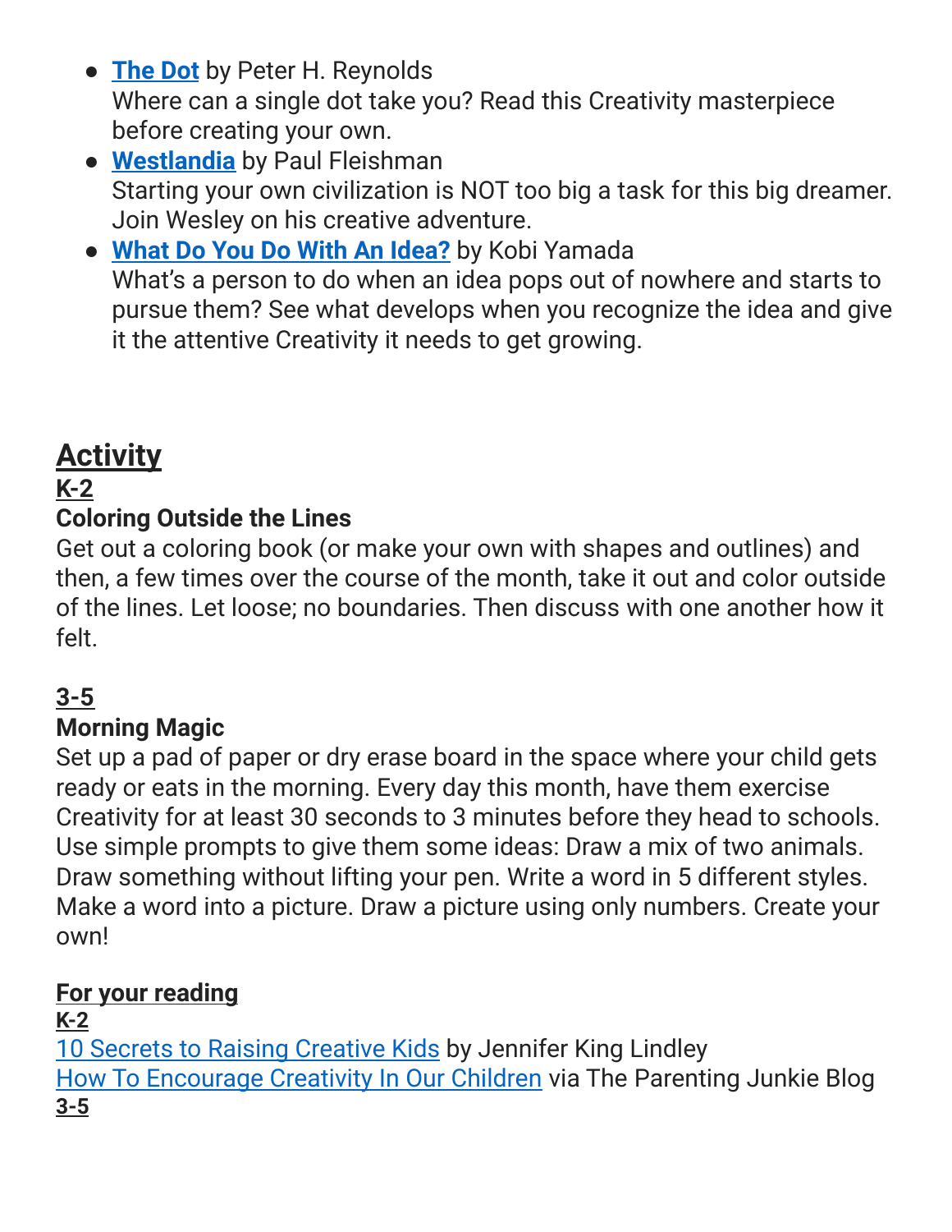- **The Dot** by Peter H. Reynolds
  Where can a single dot take you? Read this Creativity masterpiece before creating your own.
- **Westlandia** by Paul Fleishman
  Starting your own civilization is NOT too big a task for this big dreamer. Join Wesley on his creative adventure.
- **What Do You Do With An Idea?** by Kobi Yamada
  What's a person to do when an idea pops out of nowhere and starts to pursue them? See what develops when you recognize the idea and give it the attentive Creativity it needs to get growing.

## Activity

### K-2

**Coloring Outside the Lines**

Get out a coloring book (or make your own with shapes and outlines) and then, a few times over the course of the month, take it out and color outside of the lines. Let loose; no boundaries. Then discuss with one another how it felt.

### 3-5

**Morning Magic**

Set up a pad of paper or dry erase board in the space where your child gets ready or eats in the morning. Every day this month, have them exercise Creativity for at least 30 seconds to 3 minutes before they head to schools. Use simple prompts to give them some ideas: Draw a mix of two animals. Draw something without lifting your pen. Write a word in 5 different styles. Make a word into a picture. Draw a picture using only numbers. Create your own!

### For your reading

**K-2**

10 Secrets to Raising Creative Kids by Jennifer King Lindley
How To Encourage Creativity In Our Children via The Parenting Junkie Blog

**3-5**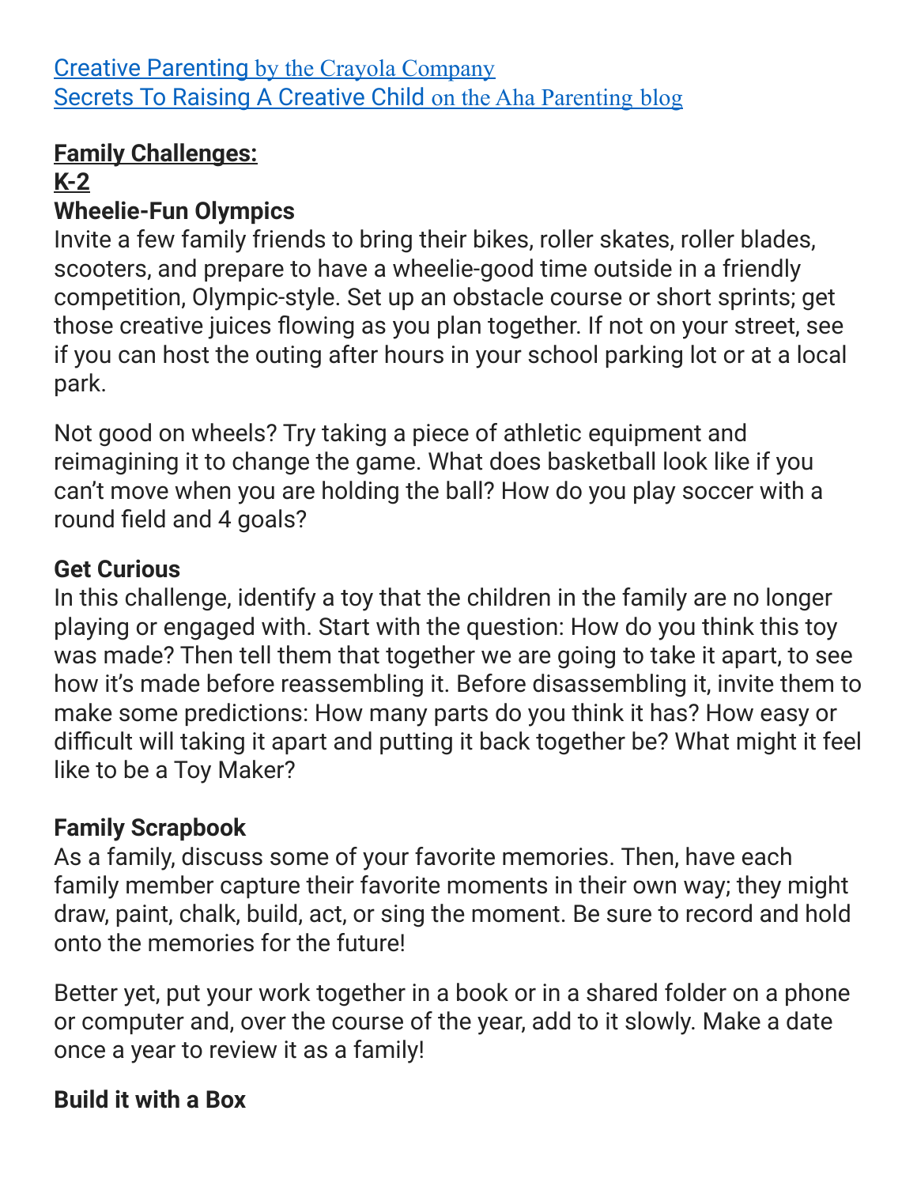[Creative Parenting](#) by the Crayola Company
[Secrets To Raising A Creative Child](#) on the Aha Parenting blog

**<u>Family Challenges:</u>**
**<u>K-2</u>**
**Wheelie-Fun Olympics**
Invite a few family friends to bring their bikes, roller skates, roller blades, scooters, and prepare to have a wheelie-good time outside in a friendly competition, Olympic-style. Set up an obstacle course or short sprints; get those creative juices flowing as you plan together. If not on your street, see if you can host the outing after hours in your school parking lot or at a local park.

Not good on wheels? Try taking a piece of athletic equipment and reimagining it to change the game. What does basketball look like if you can't move when you are holding the ball? How do you play soccer with a round field and 4 goals?

**Get Curious**
In this challenge, identify a toy that the children in the family are no longer playing or engaged with. Start with the question: How do you think this toy was made? Then tell them that together we are going to take it apart, to see how it's made before reassembling it. Before disassembling it, invite them to make some predictions: How many parts do you think it has? How easy or difficult will taking it apart and putting it back together be? What might it feel like to be a Toy Maker?

**Family Scrapbook**
As a family, discuss some of your favorite memories. Then, have each family member capture their favorite moments in their own way; they might draw, paint, chalk, build, act, or sing the moment. Be sure to record and hold onto the memories for the future!

Better yet, put your work together in a book or in a shared folder on a phone or computer and, over the course of the year, add to it slowly. Make a date once a year to review it as a family!

**Build it with a Box**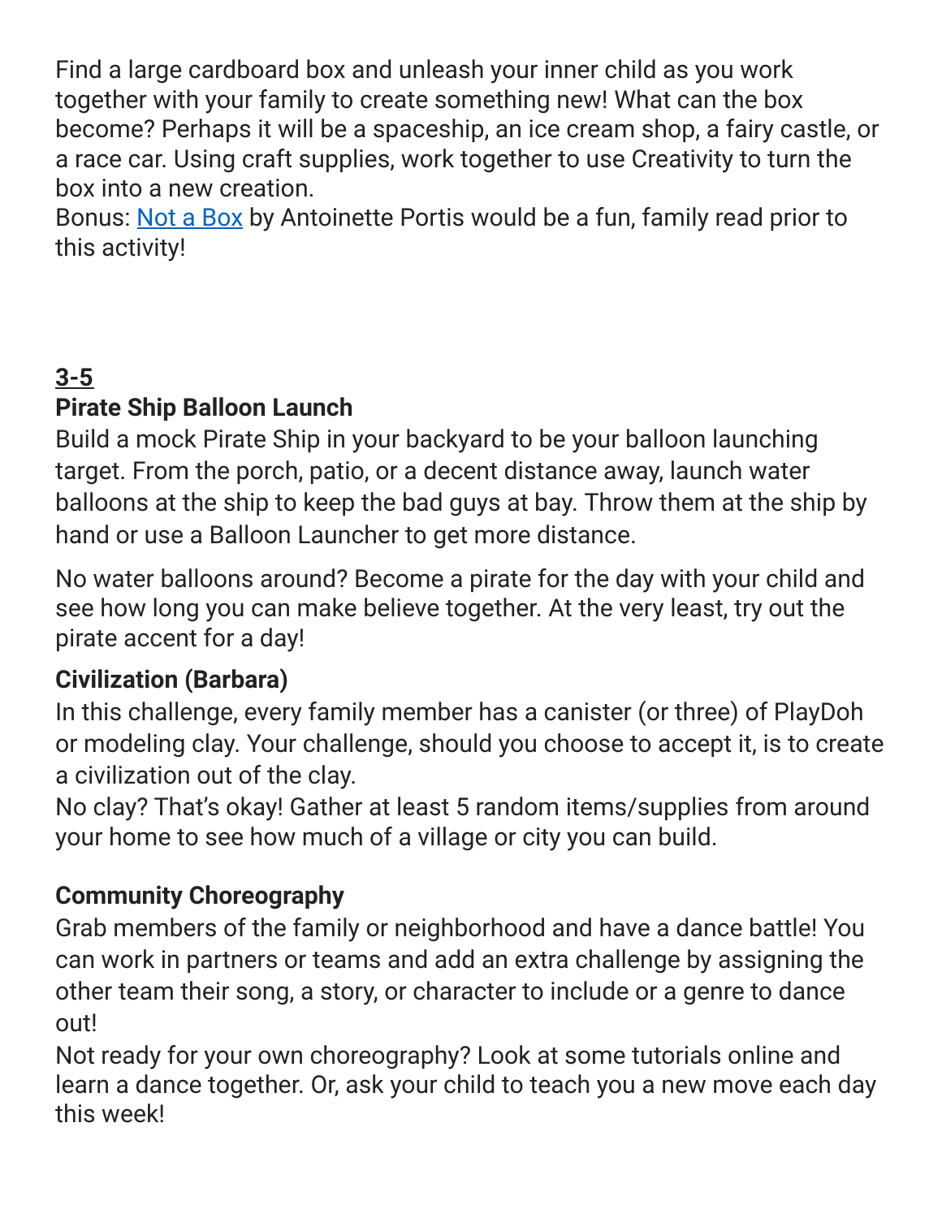Find a large cardboard box and unleash your inner child as you work together with your family to create something new! What can the box become? Perhaps it will be a spaceship, an ice cream shop, a fairy castle, or a race car. Using craft supplies, work together to use Creativity to turn the box into a new creation.
Bonus: [Not a Box](#) by Antoinette Portis would be a fun, family read prior to this activity!

## 3-5

**Pirate Ship Balloon Launch**

Build a mock Pirate Ship in your backyard to be your balloon launching target. From the porch, patio, or a decent distance away, launch water balloons at the ship to keep the bad guys at bay. Throw them at the ship by hand or use a Balloon Launcher to get more distance.

No water balloons around? Become a pirate for the day with your child and see how long you can make believe together. At the very least, try out the pirate accent for a day!

**Civilization (Barbara)**

In this challenge, every family member has a canister (or three) of PlayDoh or modeling clay. Your challenge, should you choose to accept it, is to create a civilization out of the clay.
No clay? That's okay! Gather at least 5 random items/supplies from around your home to see how much of a village or city you can build.

**Community Choreography**

Grab members of the family or neighborhood and have a dance battle! You can work in partners or teams and add an extra challenge by assigning the other team their song, a story, or character to include or a genre to dance out!
Not ready for your own choreography? Look at some tutorials online and learn a dance together. Or, ask your child to teach you a new move each day this week!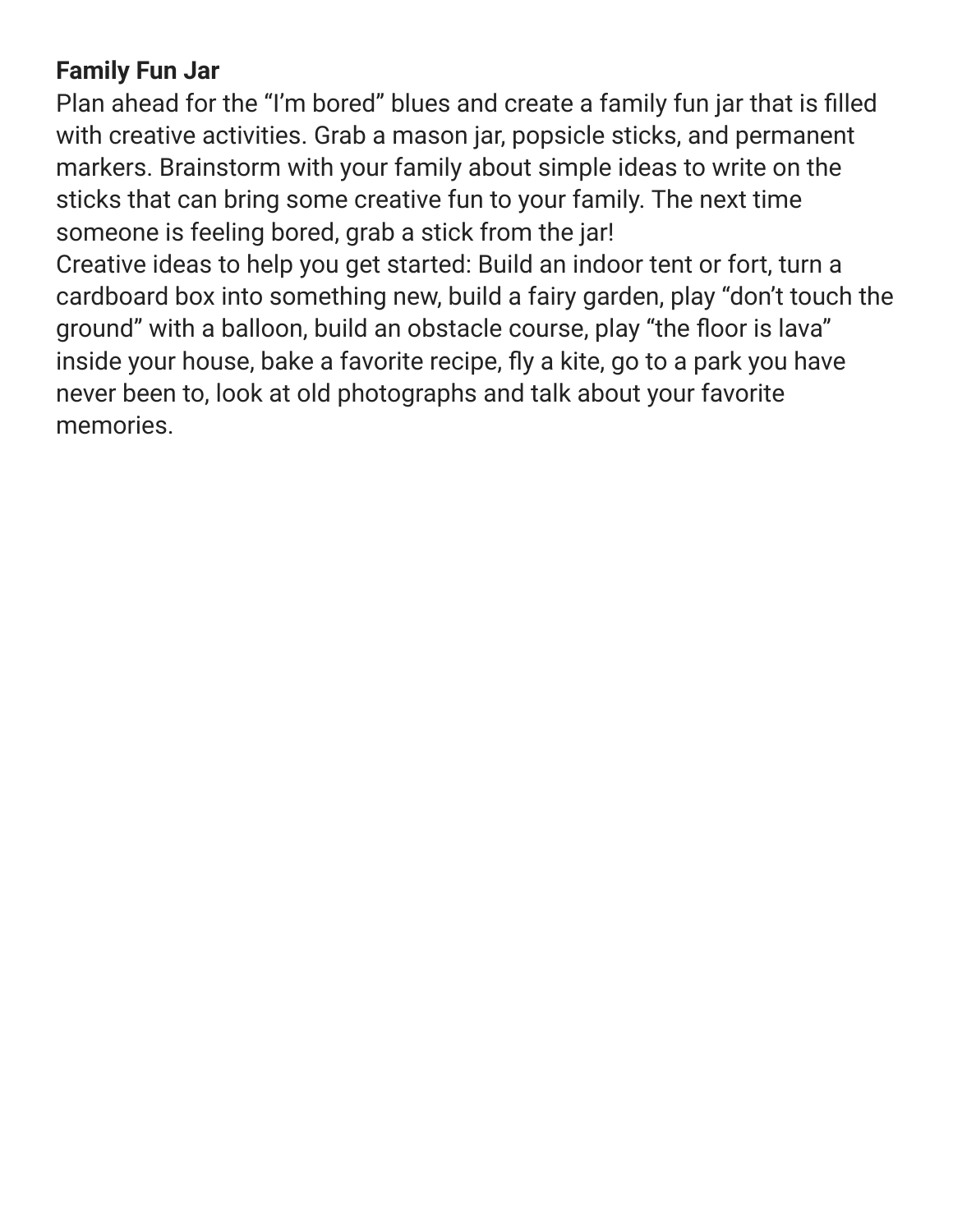**Family Fun Jar**

Plan ahead for the “I’m bored” blues and create a family fun jar that is filled with creative activities. Grab a mason jar, popsicle sticks, and permanent markers. Brainstorm with your family about simple ideas to write on the sticks that can bring some creative fun to your family. The next time someone is feeling bored, grab a stick from the jar!

Creative ideas to help you get started: Build an indoor tent or fort, turn a cardboard box into something new, build a fairy garden, play “don’t touch the ground” with a balloon, build an obstacle course, play “the floor is lava” inside your house, bake a favorite recipe, fly a kite, go to a park you have never been to, look at old photographs and talk about your favorite memories.